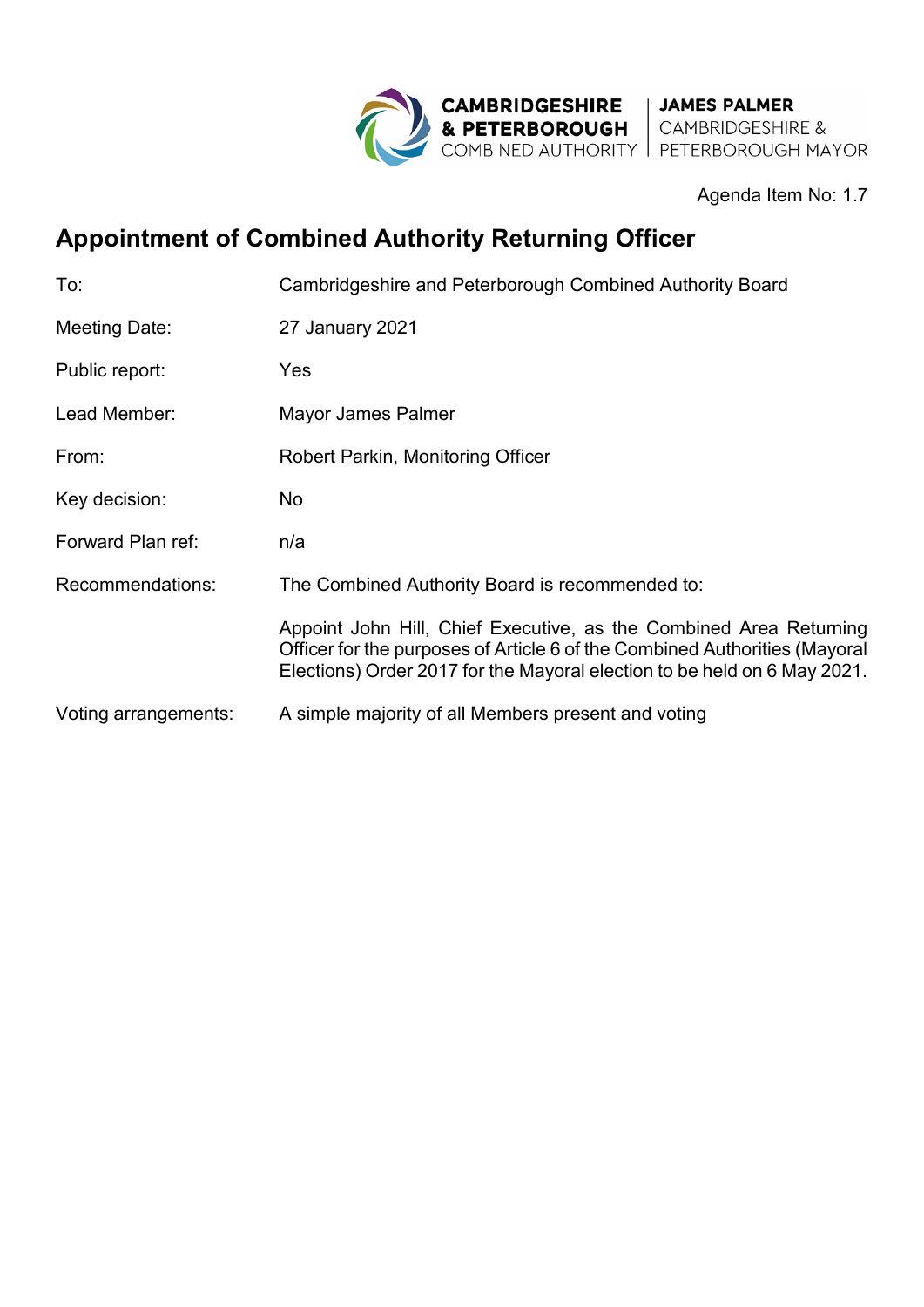CAMBRIDGESHIRE & PETERBOROUGH COMBINED AUTHORITY | JAMES PALMER CAMBRIDGESHIRE & PETERBOROUGH MAYOR

Agenda Item No: 1.7

# Appointment of Combined Authority Returning Officer

| | |
|---|---|
| To: | Cambridgeshire and Peterborough Combined Authority Board |
| Meeting Date: | 27 January 2021 |
| Public report: | Yes |
| Lead Member: | Mayor James Palmer |
| From: | Robert Parkin, Monitoring Officer |
| Key decision: | No |
| Forward Plan ref: | n/a |
| Recommendations: | The Combined Authority Board is recommended to:<br><br>Appoint John Hill, Chief Executive, as the Combined Area Returning Officer for the purposes of Article 6 of the Combined Authorities (Mayoral Elections) Order 2017 for the Mayoral election to be held on 6 May 2021. |
| Voting arrangements: | A simple majority of all Members present and voting |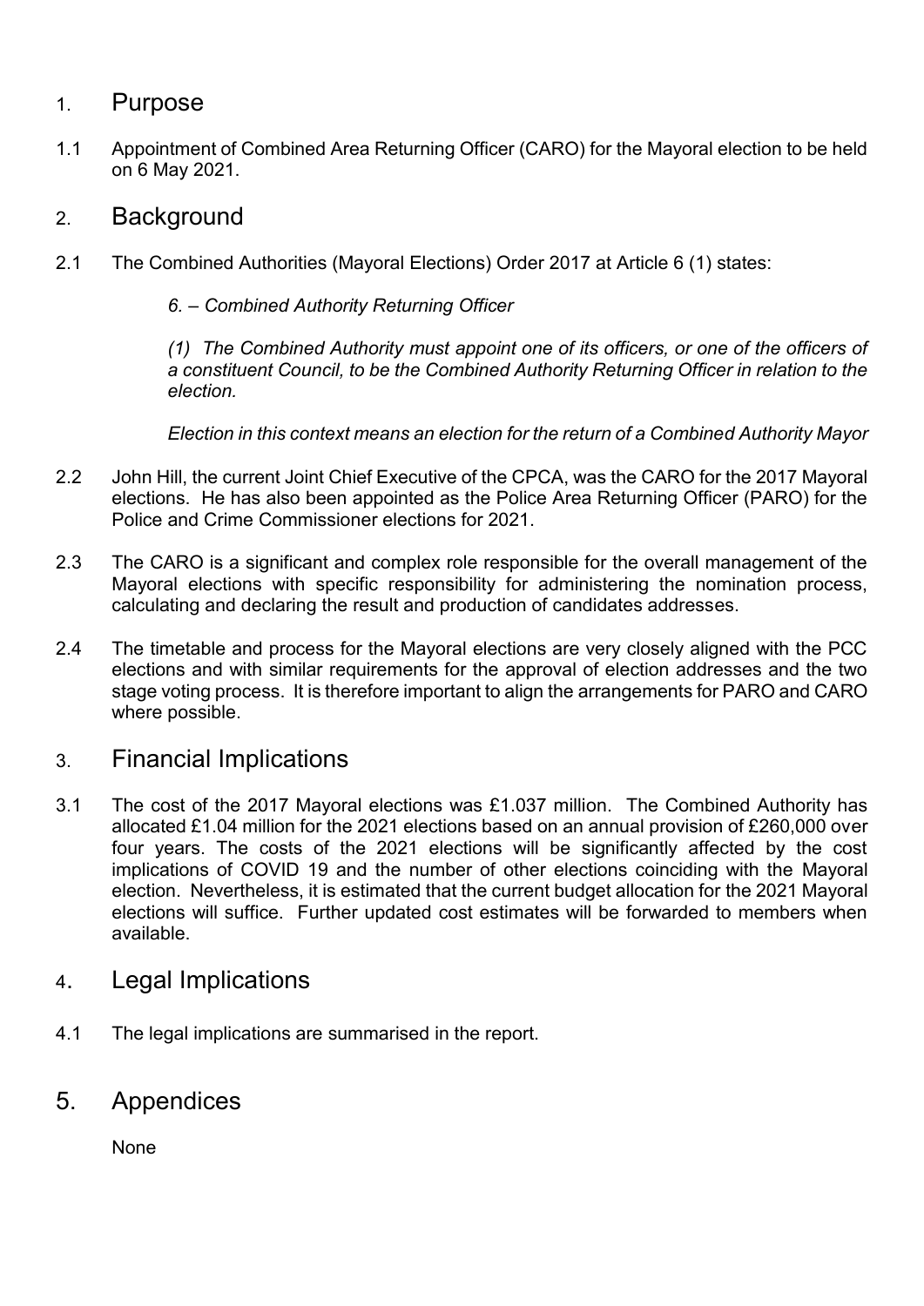## 1. Purpose

1.1 Appointment of Combined Area Returning Officer (CARO) for the Mayoral election to be held on 6 May 2021.

## 2. Background

2.1 The Combined Authorities (Mayoral Elections) Order 2017 at Article 6 (1) states:

*6. – Combined Authority Returning Officer*

*(1) The Combined Authority must appoint one of its officers, or one of the officers of a constituent Council, to be the Combined Authority Returning Officer in relation to the election.*

*Election in this context means an election for the return of a Combined Authority Mayor*

2.2 John Hill, the current Joint Chief Executive of the CPCA, was the CARO for the 2017 Mayoral elections. He has also been appointed as the Police Area Returning Officer (PARO) for the Police and Crime Commissioner elections for 2021.

2.3 The CARO is a significant and complex role responsible for the overall management of the Mayoral elections with specific responsibility for administering the nomination process, calculating and declaring the result and production of candidates addresses.

2.4 The timetable and process for the Mayoral elections are very closely aligned with the PCC elections and with similar requirements for the approval of election addresses and the two stage voting process. It is therefore important to align the arrangements for PARO and CARO where possible.

## 3. Financial Implications

3.1 The cost of the 2017 Mayoral elections was £1.037 million. The Combined Authority has allocated £1.04 million for the 2021 elections based on an annual provision of £260,000 over four years. The costs of the 2021 elections will be significantly affected by the cost implications of COVID 19 and the number of other elections coinciding with the Mayoral election. Nevertheless, it is estimated that the current budget allocation for the 2021 Mayoral elections will suffice. Further updated cost estimates will be forwarded to members when available.

## 4. Legal Implications

4.1 The legal implications are summarised in the report.

## 5. Appendices

None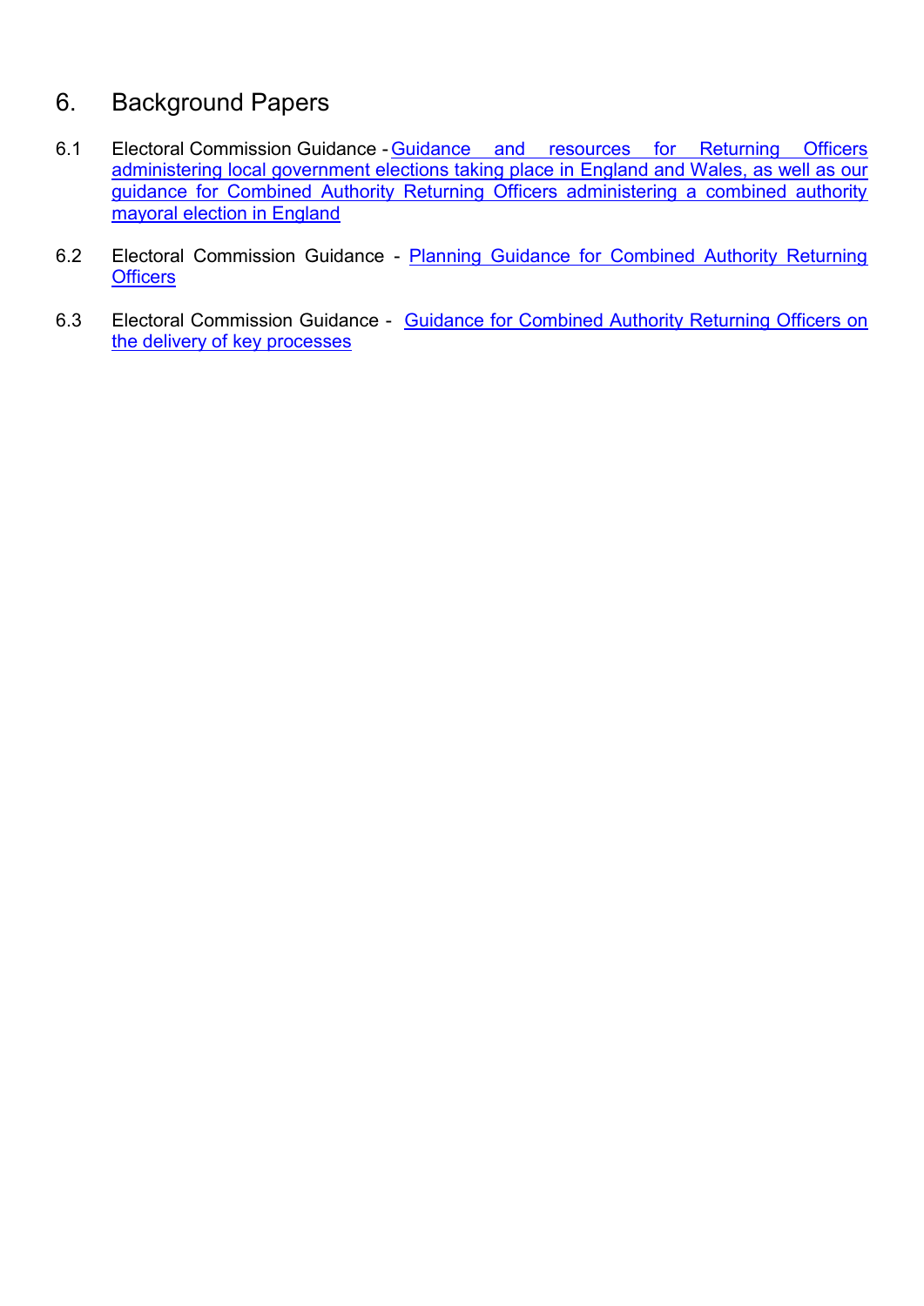## 6. Background Papers

6.1 Electoral Commission Guidance - Guidance and resources for Returning Officers administering local government elections taking place in England and Wales, as well as our guidance for Combined Authority Returning Officers administering a combined authority mayoral election in England

6.2 Electoral Commission Guidance - Planning Guidance for Combined Authority Returning Officers

6.3 Electoral Commission Guidance - Guidance for Combined Authority Returning Officers on the delivery of key processes